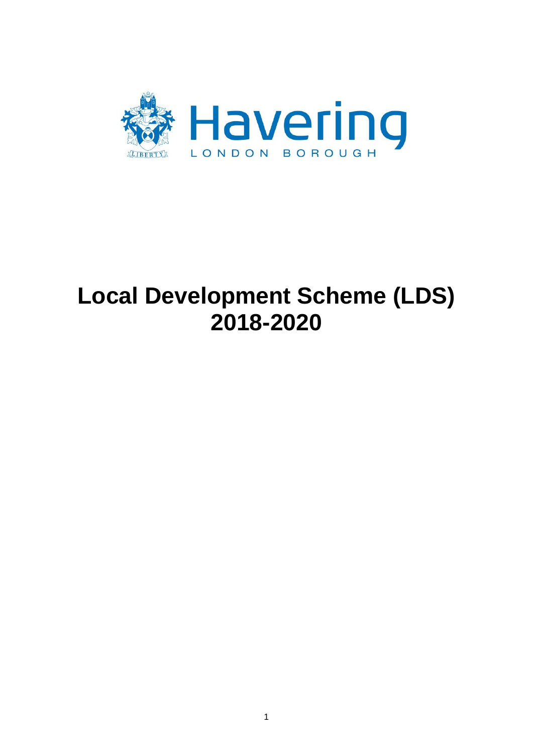Havering

LONDON BOROUGH

# Local Development Scheme (LDS) 2018-2020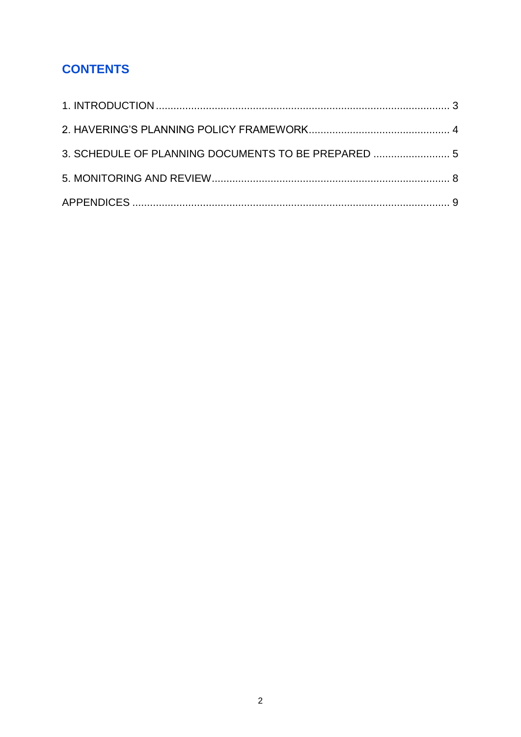# CONTENTS

1. INTRODUCTION .................................................................................................... 3

2. HAVERING'S PLANNING POLICY FRAMEWORK................................................ 4

3. SCHEDULE OF PLANNING DOCUMENTS TO BE PREPARED .......................... 5

5. MONITORING AND REVIEW................................................................................. 8

APPENDICES ............................................................................................................ 9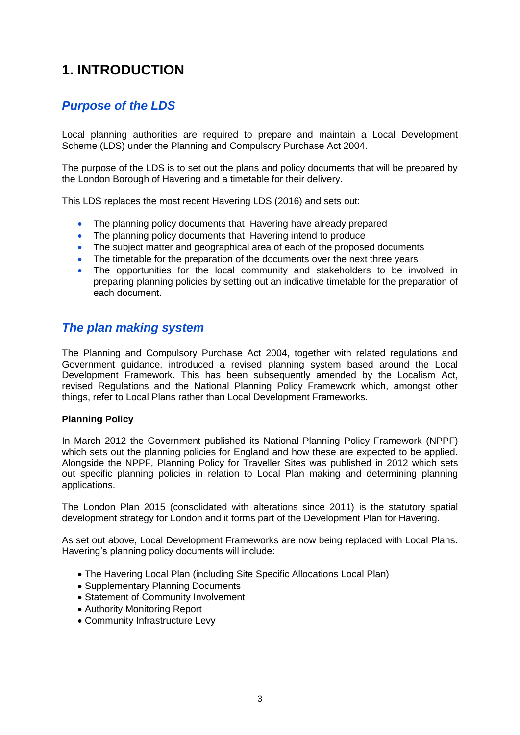# 1. INTRODUCTION

## *Purpose of the LDS*

Local planning authorities are required to prepare and maintain a Local Development Scheme (LDS) under the Planning and Compulsory Purchase Act 2004.

The purpose of the LDS is to set out the plans and policy documents that will be prepared by the London Borough of Havering and a timetable for their delivery.

This LDS replaces the most recent Havering LDS (2016) and sets out:

- The planning policy documents that Havering have already prepared
- The planning policy documents that Havering intend to produce
- The subject matter and geographical area of each of the proposed documents
- The timetable for the preparation of the documents over the next three years
- The opportunities for the local community and stakeholders to be involved in preparing planning policies by setting out an indicative timetable for the preparation of each document.

## *The plan making system*

The Planning and Compulsory Purchase Act 2004, together with related regulations and Government guidance, introduced a revised planning system based around the Local Development Framework. This has been subsequently amended by the Localism Act, revised Regulations and the National Planning Policy Framework which, amongst other things, refer to Local Plans rather than Local Development Frameworks.

**Planning Policy**

In March 2012 the Government published its National Planning Policy Framework (NPPF) which sets out the planning policies for England and how these are expected to be applied. Alongside the NPPF, Planning Policy for Traveller Sites was published in 2012 which sets out specific planning policies in relation to Local Plan making and determining planning applications.

The London Plan 2015 (consolidated with alterations since 2011) is the statutory spatial development strategy for London and it forms part of the Development Plan for Havering.

As set out above, Local Development Frameworks are now being replaced with Local Plans. Havering's planning policy documents will include:

- The Havering Local Plan (including Site Specific Allocations Local Plan)
- Supplementary Planning Documents
- Statement of Community Involvement
- Authority Monitoring Report
- Community Infrastructure Levy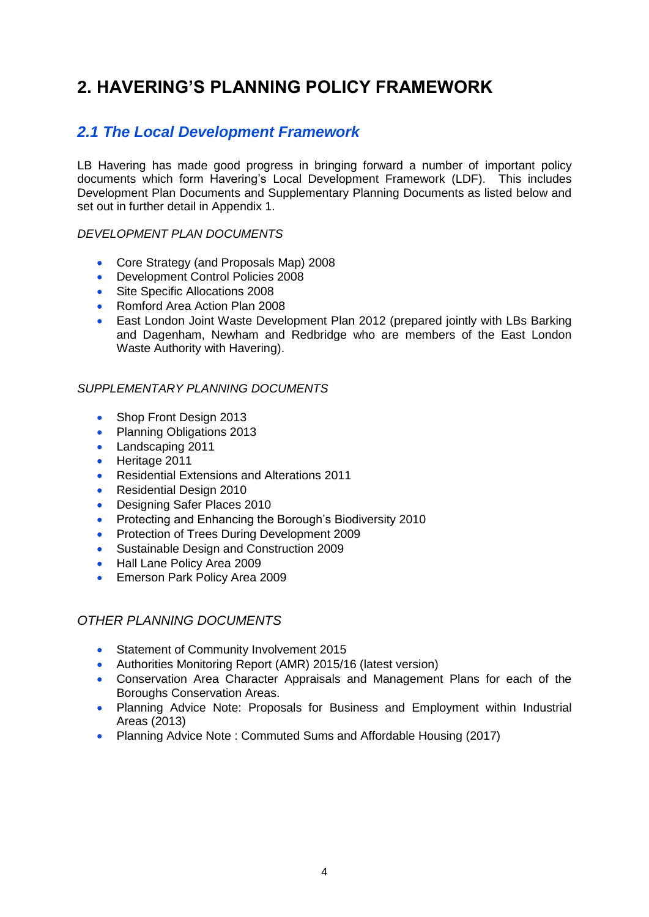# 2. HAVERING'S PLANNING POLICY FRAMEWORK

## *2.1 The Local Development Framework*

LB Havering has made good progress in bringing forward a number of important policy documents which form Havering's Local Development Framework (LDF). This includes Development Plan Documents and Supplementary Planning Documents as listed below and set out in further detail in Appendix 1.

*DEVELOPMENT PLAN DOCUMENTS*

- Core Strategy (and Proposals Map) 2008
- Development Control Policies 2008
- Site Specific Allocations 2008
- Romford Area Action Plan 2008
- East London Joint Waste Development Plan 2012 (prepared jointly with LBs Barking and Dagenham, Newham and Redbridge who are members of the East London Waste Authority with Havering).

*SUPPLEMENTARY PLANNING DOCUMENTS*

- Shop Front Design 2013
- Planning Obligations 2013
- Landscaping 2011
- Heritage 2011
- Residential Extensions and Alterations 2011
- Residential Design 2010
- Designing Safer Places 2010
- Protecting and Enhancing the Borough's Biodiversity 2010
- Protection of Trees During Development 2009
- Sustainable Design and Construction 2009
- Hall Lane Policy Area 2009
- Emerson Park Policy Area 2009

*OTHER PLANNING DOCUMENTS*

- Statement of Community Involvement 2015
- Authorities Monitoring Report (AMR) 2015/16 (latest version)
- Conservation Area Character Appraisals and Management Plans for each of the Boroughs Conservation Areas.
- Planning Advice Note: Proposals for Business and Employment within Industrial Areas (2013)
- Planning Advice Note : Commuted Sums and Affordable Housing (2017)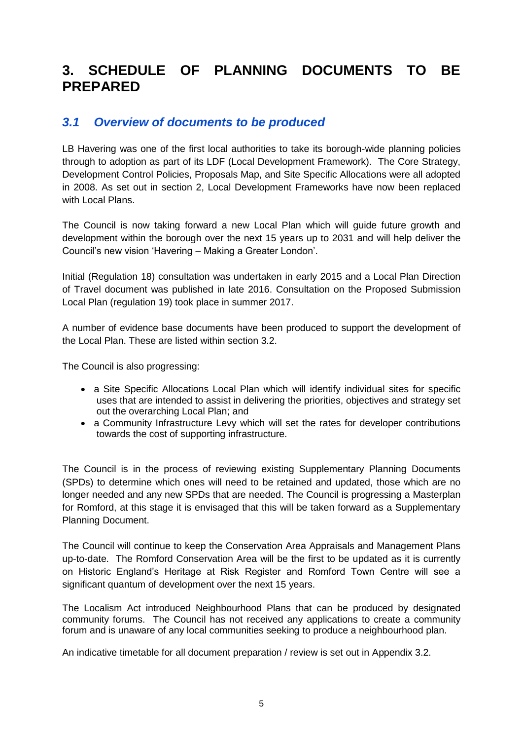# 3. SCHEDULE OF PLANNING DOCUMENTS TO BE PREPARED

## *3.1 Overview of documents to be produced*

LB Havering was one of the first local authorities to take its borough-wide planning policies through to adoption as part of its LDF (Local Development Framework). The Core Strategy, Development Control Policies, Proposals Map, and Site Specific Allocations were all adopted in 2008. As set out in section 2, Local Development Frameworks have now been replaced with Local Plans.

The Council is now taking forward a new Local Plan which will guide future growth and development within the borough over the next 15 years up to 2031 and will help deliver the Council's new vision 'Havering – Making a Greater London'.

Initial (Regulation 18) consultation was undertaken in early 2015 and a Local Plan Direction of Travel document was published in late 2016. Consultation on the Proposed Submission Local Plan (regulation 19) took place in summer 2017.

A number of evidence base documents have been produced to support the development of the Local Plan. These are listed within section 3.2.

The Council is also progressing:

- a Site Specific Allocations Local Plan which will identify individual sites for specific uses that are intended to assist in delivering the priorities, objectives and strategy set out the overarching Local Plan; and
- a Community Infrastructure Levy which will set the rates for developer contributions towards the cost of supporting infrastructure.

The Council is in the process of reviewing existing Supplementary Planning Documents (SPDs) to determine which ones will need to be retained and updated, those which are no longer needed and any new SPDs that are needed. The Council is progressing a Masterplan for Romford, at this stage it is envisaged that this will be taken forward as a Supplementary Planning Document.

The Council will continue to keep the Conservation Area Appraisals and Management Plans up-to-date. The Romford Conservation Area will be the first to be updated as it is currently on Historic England's Heritage at Risk Register and Romford Town Centre will see a significant quantum of development over the next 15 years.

The Localism Act introduced Neighbourhood Plans that can be produced by designated community forums. The Council has not received any applications to create a community forum and is unaware of any local communities seeking to produce a neighbourhood plan.

An indicative timetable for all document preparation / review is set out in Appendix 3.2.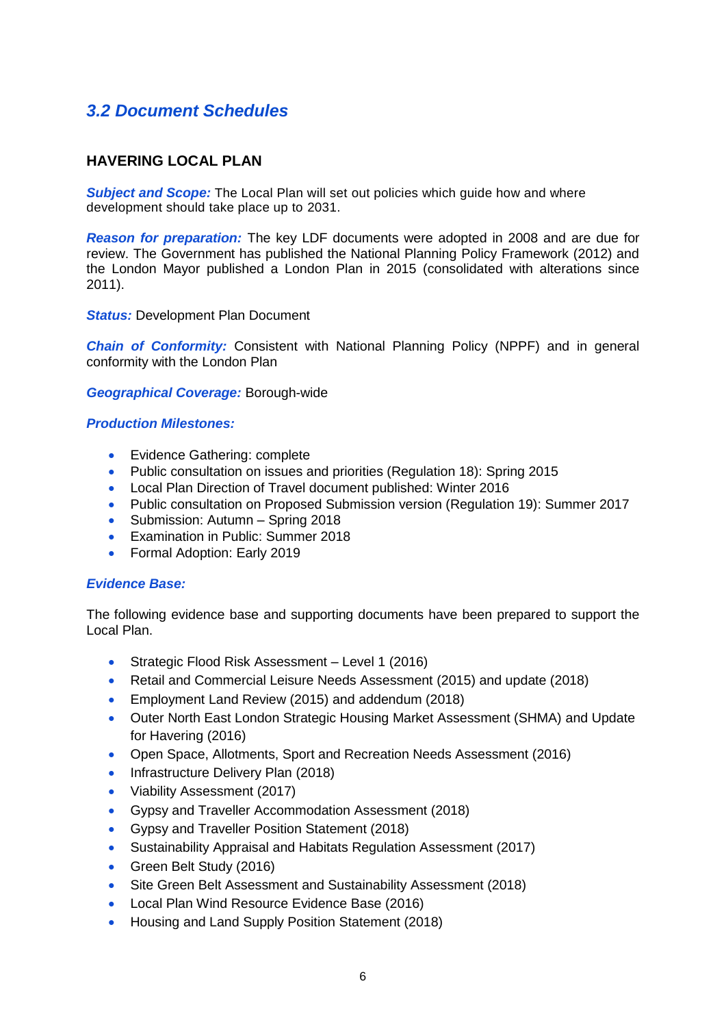## *3.2 Document Schedules*

### HAVERING LOCAL PLAN

***Subject and Scope:*** The Local Plan will set out policies which guide how and where development should take place up to 2031.

***Reason for preparation:*** The key LDF documents were adopted in 2008 and are due for review. The Government has published the National Planning Policy Framework (2012) and the London Mayor published a London Plan in 2015 (consolidated with alterations since 2011).

***Status:*** Development Plan Document

***Chain of Conformity:*** Consistent with National Planning Policy (NPPF) and in general conformity with the London Plan

***Geographical Coverage:*** Borough-wide

***Production Milestones:***

- Evidence Gathering: complete
- Public consultation on issues and priorities (Regulation 18): Spring 2015
- Local Plan Direction of Travel document published: Winter 2016
- Public consultation on Proposed Submission version (Regulation 19): Summer 2017
- Submission: Autumn – Spring 2018
- Examination in Public: Summer 2018
- Formal Adoption: Early 2019

***Evidence Base:***

The following evidence base and supporting documents have been prepared to support the Local Plan.

- Strategic Flood Risk Assessment – Level 1 (2016)
- Retail and Commercial Leisure Needs Assessment (2015) and update (2018)
- Employment Land Review (2015) and addendum (2018)
- Outer North East London Strategic Housing Market Assessment (SHMA) and Update for Havering (2016)
- Open Space, Allotments, Sport and Recreation Needs Assessment (2016)
- Infrastructure Delivery Plan (2018)
- Viability Assessment (2017)
- Gypsy and Traveller Accommodation Assessment (2018)
- Gypsy and Traveller Position Statement (2018)
- Sustainability Appraisal and Habitats Regulation Assessment (2017)
- Green Belt Study (2016)
- Site Green Belt Assessment and Sustainability Assessment (2018)
- Local Plan Wind Resource Evidence Base (2016)
- Housing and Land Supply Position Statement (2018)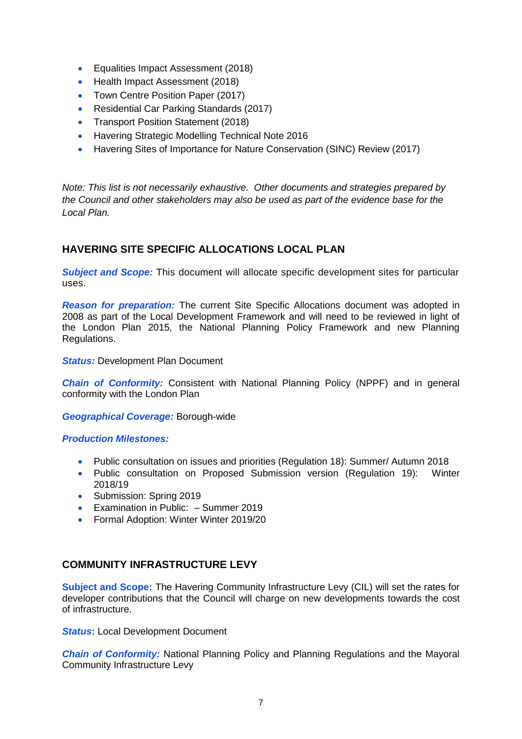- Equalities Impact Assessment (2018)
- Health Impact Assessment (2018)
- Town Centre Position Paper (2017)
- Residential Car Parking Standards (2017)
- Transport Position Statement (2018)
- Havering Strategic Modelling Technical Note 2016
- Havering Sites of Importance for Nature Conservation (SINC) Review (2017)

*Note: This list is not necessarily exhaustive. Other documents and strategies prepared by the Council and other stakeholders may also be used as part of the evidence base for the Local Plan.*

## HAVERING SITE SPECIFIC ALLOCATIONS LOCAL PLAN

***Subject and Scope:*** This document will allocate specific development sites for particular uses.

***Reason for preparation:*** The current Site Specific Allocations document was adopted in 2008 as part of the Local Development Framework and will need to be reviewed in light of the London Plan 2015, the National Planning Policy Framework and new Planning Regulations.

***Status:*** Development Plan Document

***Chain of Conformity:*** Consistent with National Planning Policy (NPPF) and in general conformity with the London Plan

***Geographical Coverage:*** Borough-wide

***Production Milestones:***

- Public consultation on issues and priorities (Regulation 18): Summer/ Autumn 2018
- Public consultation on Proposed Submission version (Regulation 19): Winter 2018/19
- Submission: Spring 2019
- Examination in Public: – Summer 2019
- Formal Adoption: Winter Winter 2019/20

## COMMUNITY INFRASTRUCTURE LEVY

**Subject and Scope:** The Havering Community Infrastructure Levy (CIL) will set the rates for developer contributions that the Council will charge on new developments towards the cost of infrastructure.

***Status*:** Local Development Document

***Chain of Conformity:*** National Planning Policy and Planning Regulations and the Mayoral Community Infrastructure Levy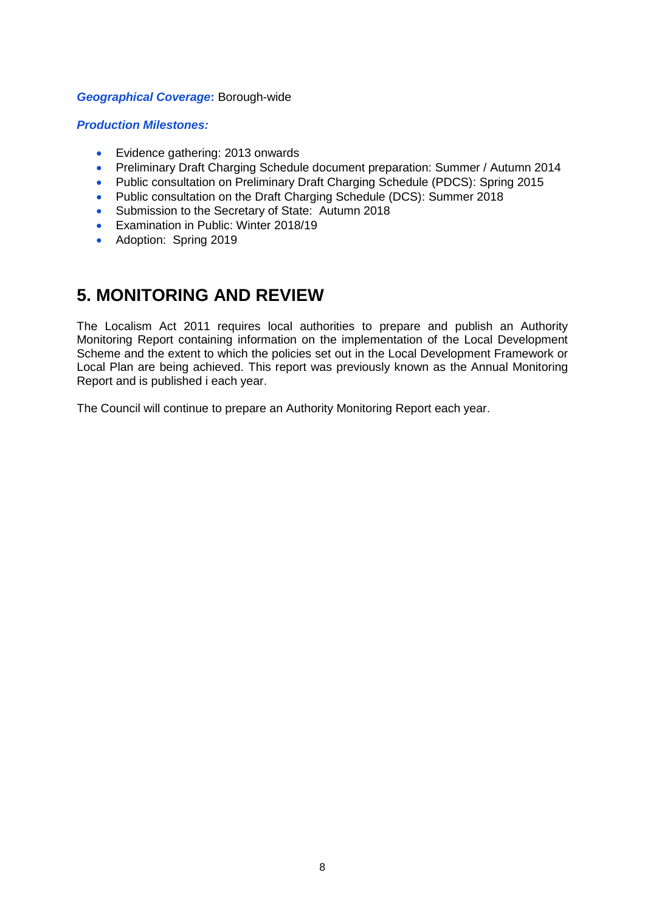***Geographical Coverage*:** Borough-wide

***Production Milestones:***

- Evidence gathering: 2013 onwards
- Preliminary Draft Charging Schedule document preparation: Summer / Autumn 2014
- Public consultation on Preliminary Draft Charging Schedule (PDCS): Spring 2015
- Public consultation on the Draft Charging Schedule (DCS): Summer 2018
- Submission to the Secretary of State: Autumn 2018
- Examination in Public: Winter 2018/19
- Adoption: Spring 2019

## 5. MONITORING AND REVIEW

The Localism Act 2011 requires local authorities to prepare and publish an Authority Monitoring Report containing information on the implementation of the Local Development Scheme and the extent to which the policies set out in the Local Development Framework or Local Plan are being achieved. This report was previously known as the Annual Monitoring Report and is published i each year.

The Council will continue to prepare an Authority Monitoring Report each year.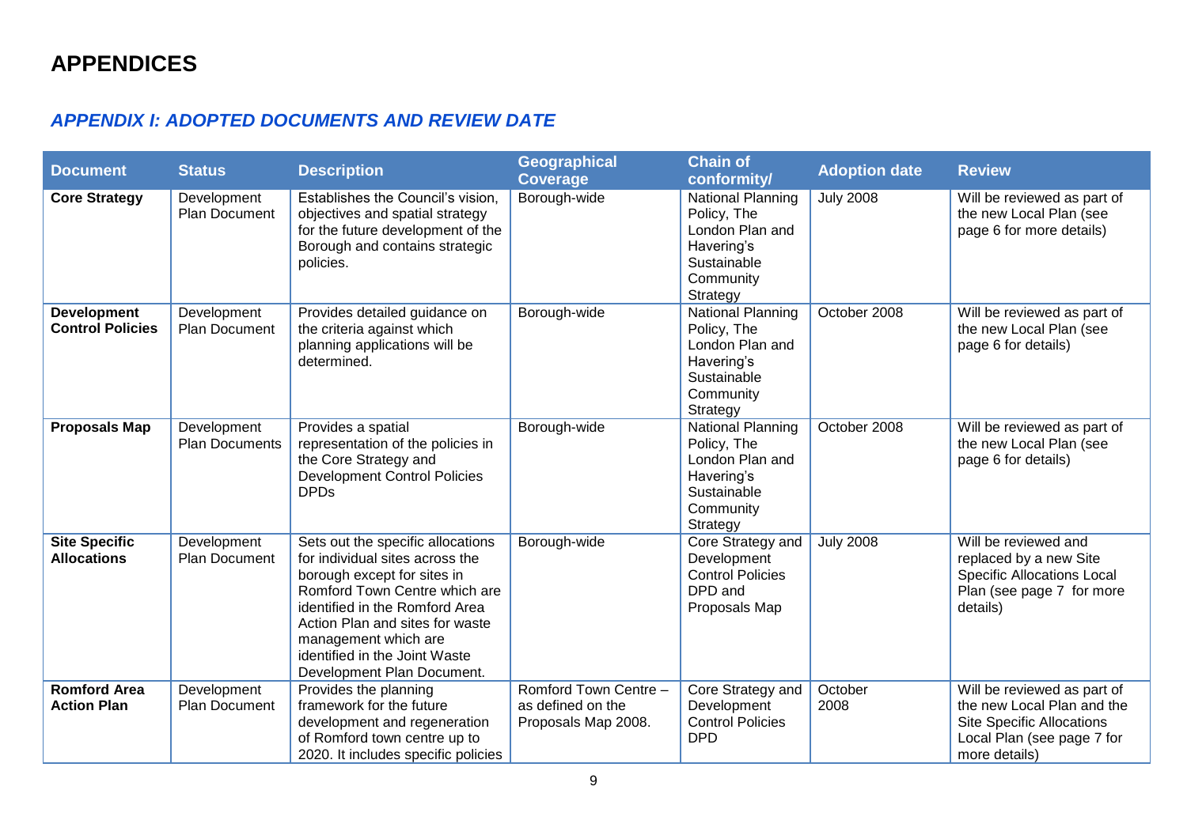# APPENDICES

## *APPENDIX I: ADOPTED DOCUMENTS AND REVIEW DATE*

| Document | Status | Description | Geographical Coverage | Chain of conformity/ | Adoption date | Review |
|---|---|---|---|---|---|---|
| **Core Strategy** | Development Plan Document | Establishes the Council's vision, objectives and spatial strategy for the future development of the Borough and contains strategic policies. | Borough-wide | National Planning Policy, The London Plan and Havering's Sustainable Community Strategy | July 2008 | Will be reviewed as part of the new Local Plan (see page 6 for more details) |
| **Development Control Policies** | Development Plan Document | Provides detailed guidance on the criteria against which planning applications will be determined. | Borough-wide | National Planning Policy, The London Plan and Havering's Sustainable Community Strategy | October 2008 | Will be reviewed as part of the new Local Plan (see page 6 for details) |
| **Proposals Map** | Development Plan Documents | Provides a spatial representation of the policies in the Core Strategy and Development Control Policies DPDs | Borough-wide | National Planning Policy, The London Plan and Havering's Sustainable Community Strategy | October 2008 | Will be reviewed as part of the new Local Plan (see page 6 for details) |
| **Site Specific Allocations** | Development Plan Document | Sets out the specific allocations for individual sites across the borough except for sites in Romford Town Centre which are identified in the Romford Area Action Plan and sites for waste management which are identified in the Joint Waste Development Plan Document. | Borough-wide | Core Strategy and Development Control Policies DPD and Proposals Map | July 2008 | Will be reviewed and replaced by a new Site Specific Allocations Local Plan (see page 7 for more details) |
| **Romford Area Action Plan** | Development Plan Document | Provides the planning framework for the future development and regeneration of Romford town centre up to 2020. It includes specific policies | Romford Town Centre – as defined on the Proposals Map 2008. | Core Strategy and Development Control Policies DPD | October 2008 | Will be reviewed as part of the new Local Plan and the Site Specific Allocations Local Plan (see page 7 for more details) |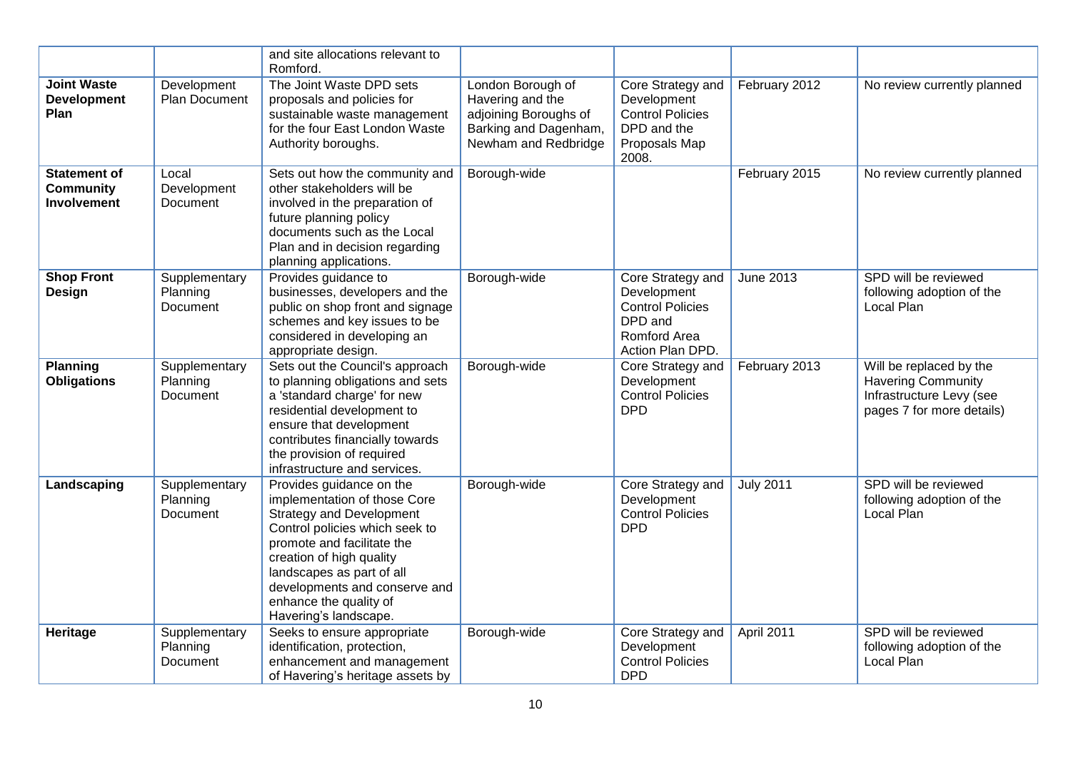| | | | | | | |
|---|---|---|---|---|---|---|
| | | and site allocations relevant to Romford. | | | | |
| **Joint Waste Development Plan** | Development Plan Document | The Joint Waste DPD sets proposals and policies for sustainable waste management for the four East London Waste Authority boroughs. | London Borough of Havering and the adjoining Boroughs of Barking and Dagenham, Newham and Redbridge | Core Strategy and Development Control Policies DPD and the Proposals Map 2008. | February 2012 | No review currently planned |
| **Statement of Community Involvement** | Local Development Document | Sets out how the community and other stakeholders will be involved in the preparation of future planning policy documents such as the Local Plan and in decision regarding planning applications. | Borough-wide | | February 2015 | No review currently planned |
| **Shop Front Design** | Supplementary Planning Document | Provides guidance to businesses, developers and the public on shop front and signage schemes and key issues to be considered in developing an appropriate design. | Borough-wide | Core Strategy and Development Control Policies DPD and Romford Area Action Plan DPD. | June 2013 | SPD will be reviewed following adoption of the Local Plan |
| **Planning Obligations** | Supplementary Planning Document | Sets out the Council's approach to planning obligations and sets a 'standard charge' for new residential development to ensure that development contributes financially towards the provision of required infrastructure and services. | Borough-wide | Core Strategy and Development Control Policies DPD | February 2013 | Will be replaced by the Havering Community Infrastructure Levy (see pages 7 for more details) |
| **Landscaping** | Supplementary Planning Document | Provides guidance on the implementation of those Core Strategy and Development Control policies which seek to promote and facilitate the creation of high quality landscapes as part of all developments and conserve and enhance the quality of Havering's landscape. | Borough-wide | Core Strategy and Development Control Policies DPD | July 2011 | SPD will be reviewed following adoption of the Local Plan |
| **Heritage** | Supplementary Planning Document | Seeks to ensure appropriate identification, protection, enhancement and management of Havering's heritage assets by | Borough-wide | Core Strategy and Development Control Policies DPD | April 2011 | SPD will be reviewed following adoption of the Local Plan |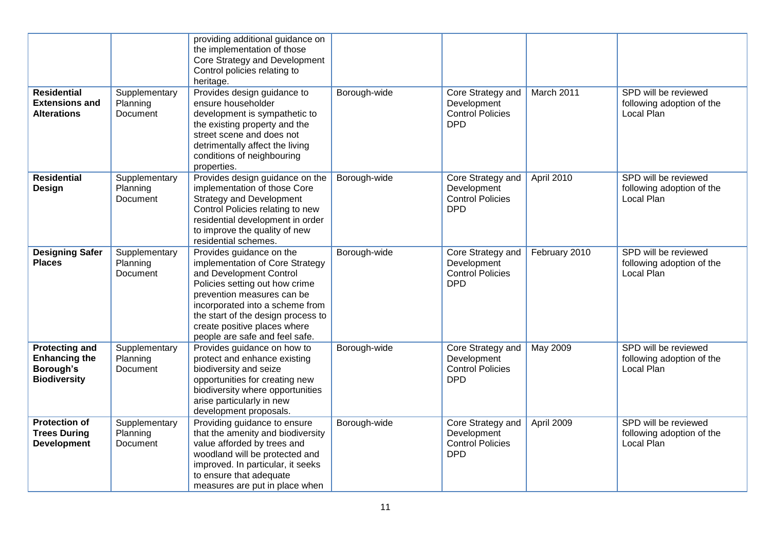| | | | | | | |
|---|---|---|---|---|---|---|
| | | providing additional guidance on the implementation of those Core Strategy and Development Control policies relating to heritage. | | | | |
| **Residential Extensions and Alterations** | Supplementary Planning Document | Provides design guidance to ensure householder development is sympathetic to the existing property and the street scene and does not detrimentally affect the living conditions of neighbouring properties. | Borough-wide | Core Strategy and Development Control Policies DPD | March 2011 | SPD will be reviewed following adoption of the Local Plan |
| **Residential Design** | Supplementary Planning Document | Provides design guidance on the implementation of those Core Strategy and Development Control Policies relating to new residential development in order to improve the quality of new residential schemes. | Borough-wide | Core Strategy and Development Control Policies DPD | April 2010 | SPD will be reviewed following adoption of the Local Plan |
| **Designing Safer Places** | Supplementary Planning Document | Provides guidance on the implementation of Core Strategy and Development Control Policies setting out how crime prevention measures can be incorporated into a scheme from the start of the design process to create positive places where people are safe and feel safe. | Borough-wide | Core Strategy and Development Control Policies DPD | February 2010 | SPD will be reviewed following adoption of the Local Plan |
| **Protecting and Enhancing the Borough's Biodiversity** | Supplementary Planning Document | Provides guidance on how to protect and enhance existing biodiversity and seize opportunities for creating new biodiversity where opportunities arise particularly in new development proposals. | Borough-wide | Core Strategy and Development Control Policies DPD | May 2009 | SPD will be reviewed following adoption of the Local Plan |
| **Protection of Trees During Development** | Supplementary Planning Document | Providing guidance to ensure that the amenity and biodiversity value afforded by trees and woodland will be protected and improved. In particular, it seeks to ensure that adequate measures are put in place when | Borough-wide | Core Strategy and Development Control Policies DPD | April 2009 | SPD will be reviewed following adoption of the Local Plan |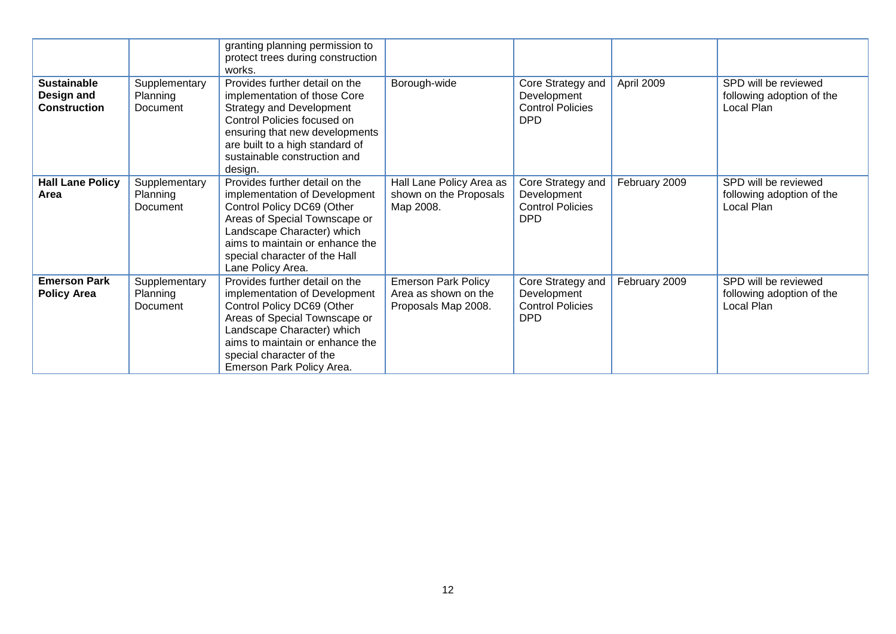| | | | | | | |
|---|---|---|---|---|---|---|
| | | granting planning permission to protect trees during construction works. | | | | |
| **Sustainable Design and Construction** | Supplementary Planning Document | Provides further detail on the implementation of those Core Strategy and Development Control Policies focused on ensuring that new developments are built to a high standard of sustainable construction and design. | Borough-wide | Core Strategy and Development Control Policies DPD | April 2009 | SPD will be reviewed following adoption of the Local Plan |
| **Hall Lane Policy Area** | Supplementary Planning Document | Provides further detail on the implementation of Development Control Policy DC69 (Other Areas of Special Townscape or Landscape Character) which aims to maintain or enhance the special character of the Hall Lane Policy Area. | Hall Lane Policy Area as shown on the Proposals Map 2008. | Core Strategy and Development Control Policies DPD | February 2009 | SPD will be reviewed following adoption of the Local Plan |
| **Emerson Park Policy Area** | Supplementary Planning Document | Provides further detail on the implementation of Development Control Policy DC69 (Other Areas of Special Townscape or Landscape Character) which aims to maintain or enhance the special character of the Emerson Park Policy Area. | Emerson Park Policy Area as shown on the Proposals Map 2008. | Core Strategy and Development Control Policies DPD | February 2009 | SPD will be reviewed following adoption of the Local Plan |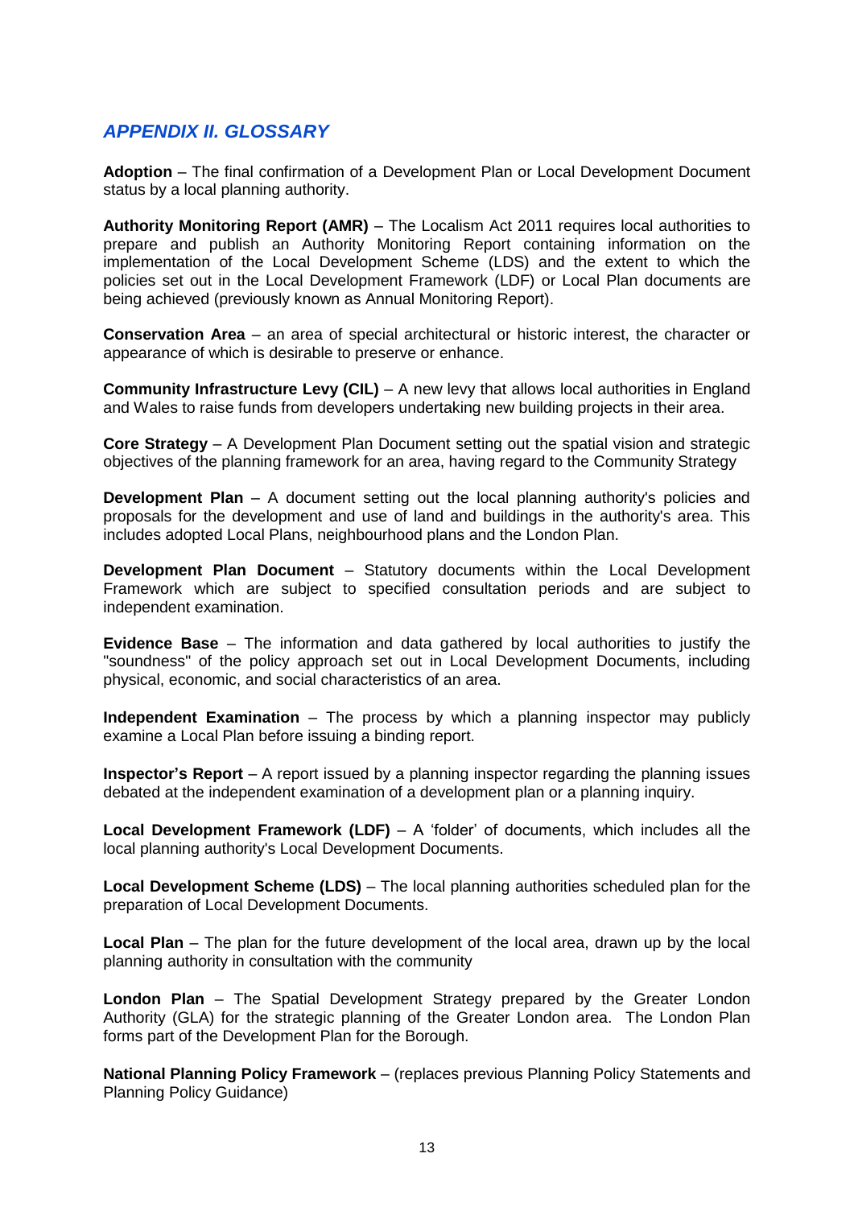## *APPENDIX II. GLOSSARY*

**Adoption** – The final confirmation of a Development Plan or Local Development Document status by a local planning authority.

**Authority Monitoring Report (AMR)** – The Localism Act 2011 requires local authorities to prepare and publish an Authority Monitoring Report containing information on the implementation of the Local Development Scheme (LDS) and the extent to which the policies set out in the Local Development Framework (LDF) or Local Plan documents are being achieved (previously known as Annual Monitoring Report).

**Conservation Area** – an area of special architectural or historic interest, the character or appearance of which is desirable to preserve or enhance.

**Community Infrastructure Levy (CIL)** – A new levy that allows local authorities in England and Wales to raise funds from developers undertaking new building projects in their area.

**Core Strategy** – A Development Plan Document setting out the spatial vision and strategic objectives of the planning framework for an area, having regard to the Community Strategy

**Development Plan** – A document setting out the local planning authority's policies and proposals for the development and use of land and buildings in the authority's area. This includes adopted Local Plans, neighbourhood plans and the London Plan.

**Development Plan Document** – Statutory documents within the Local Development Framework which are subject to specified consultation periods and are subject to independent examination.

**Evidence Base** – The information and data gathered by local authorities to justify the "soundness" of the policy approach set out in Local Development Documents, including physical, economic, and social characteristics of an area.

**Independent Examination** – The process by which a planning inspector may publicly examine a Local Plan before issuing a binding report.

**Inspector's Report** – A report issued by a planning inspector regarding the planning issues debated at the independent examination of a development plan or a planning inquiry.

**Local Development Framework (LDF)** – A 'folder' of documents, which includes all the local planning authority's Local Development Documents.

**Local Development Scheme (LDS)** – The local planning authorities scheduled plan for the preparation of Local Development Documents.

**Local Plan** – The plan for the future development of the local area, drawn up by the local planning authority in consultation with the community

**London Plan** – The Spatial Development Strategy prepared by the Greater London Authority (GLA) for the strategic planning of the Greater London area. The London Plan forms part of the Development Plan for the Borough.

**National Planning Policy Framework** – (replaces previous Planning Policy Statements and Planning Policy Guidance)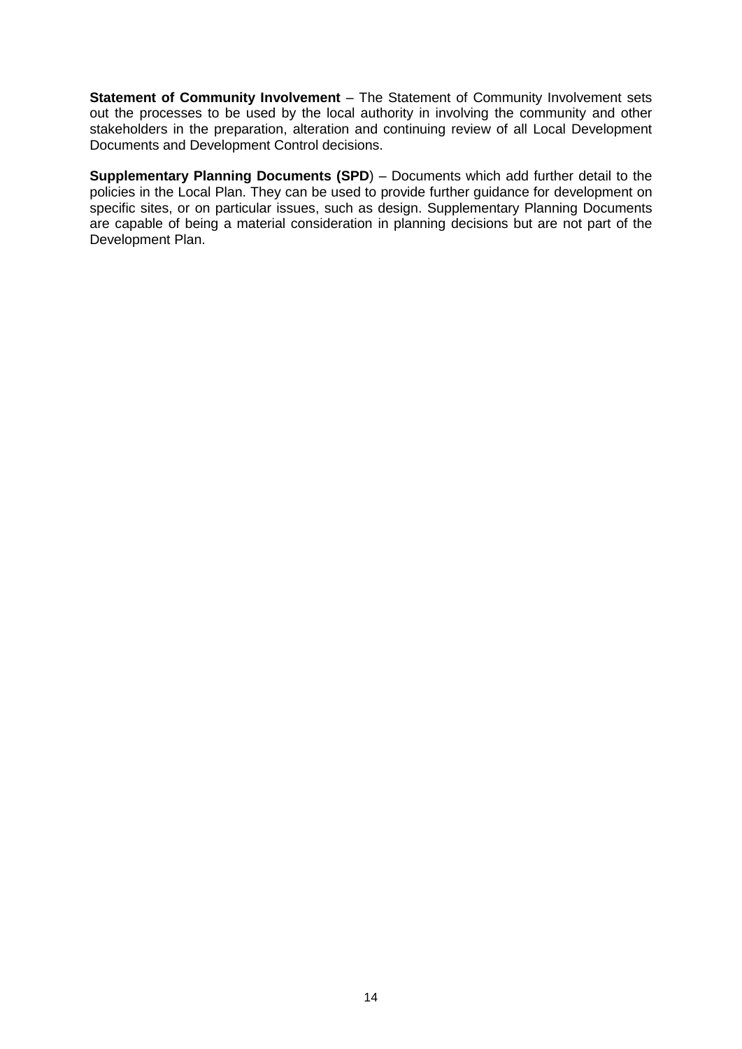**Statement of Community Involvement** – The Statement of Community Involvement sets out the processes to be used by the local authority in involving the community and other stakeholders in the preparation, alteration and continuing review of all Local Development Documents and Development Control decisions.

**Supplementary Planning Documents (SPD**) – Documents which add further detail to the policies in the Local Plan. They can be used to provide further guidance for development on specific sites, or on particular issues, such as design. Supplementary Planning Documents are capable of being a material consideration in planning decisions but are not part of the Development Plan.